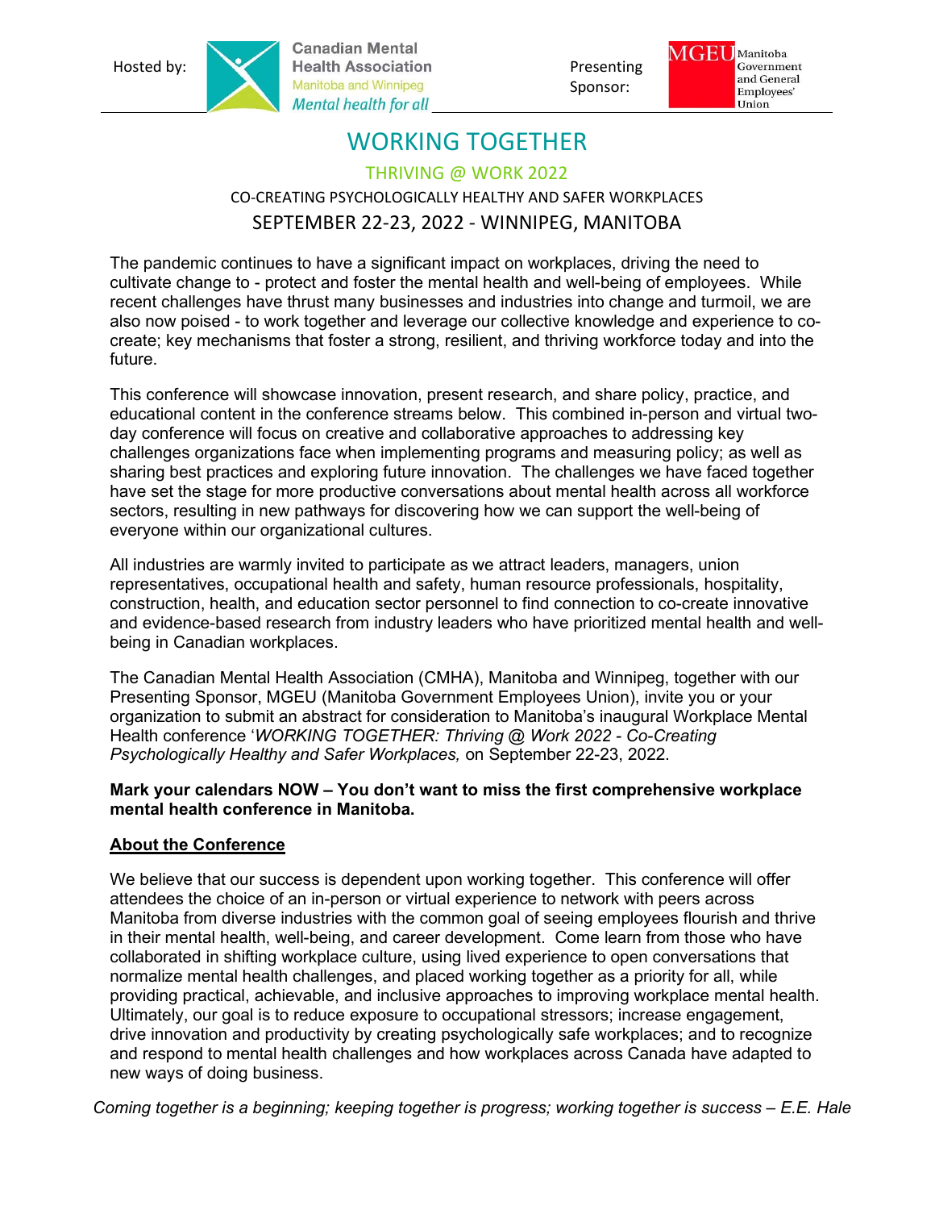Hosted by: Canadian Mental Health Association Manitoba and Winnipeg *Mental health for all*

Presenting Sponsor: MGEU Manitoba Government and General Employees' Union

# WORKING TOGETHER

## THRIVING @ WORK 2022

### CO-CREATING PSYCHOLOGICALLY HEALTHY AND SAFER WORKPLACES

### SEPTEMBER 22-23, 2022 - WINNIPEG, MANITOBA

The pandemic continues to have a significant impact on workplaces, driving the need to cultivate change to - protect and foster the mental health and well-being of employees. While recent challenges have thrust many businesses and industries into change and turmoil, we are also now poised - to work together and leverage our collective knowledge and experience to co-create; key mechanisms that foster a strong, resilient, and thriving workforce today and into the future.

This conference will showcase innovation, present research, and share policy, practice, and educational content in the conference streams below. This combined in-person and virtual two-day conference will focus on creative and collaborative approaches to addressing key challenges organizations face when implementing programs and measuring policy; as well as sharing best practices and exploring future innovation. The challenges we have faced together have set the stage for more productive conversations about mental health across all workforce sectors, resulting in new pathways for discovering how we can support the well-being of everyone within our organizational cultures.

All industries are warmly invited to participate as we attract leaders, managers, union representatives, occupational health and safety, human resource professionals, hospitality, construction, health, and education sector personnel to find connection to co-create innovative and evidence-based research from industry leaders who have prioritized mental health and well-being in Canadian workplaces.

The Canadian Mental Health Association (CMHA), Manitoba and Winnipeg, together with our Presenting Sponsor, MGEU (Manitoba Government Employees Union), invite you or your organization to submit an abstract for consideration to Manitoba's inaugural Workplace Mental Health conference '*WORKING TOGETHER: Thriving @ Work 2022 - Co-Creating Psychologically Healthy and Safer Workplaces,* on September 22-23, 2022.

**Mark your calendars NOW – You don't want to miss the first comprehensive workplace mental health conference in Manitoba.**

**<u>About the Conference</u>**

We believe that our success is dependent upon working together. This conference will offer attendees the choice of an in-person or virtual experience to network with peers across Manitoba from diverse industries with the common goal of seeing employees flourish and thrive in their mental health, well-being, and career development. Come learn from those who have collaborated in shifting workplace culture, using lived experience to open conversations that normalize mental health challenges, and placed working together as a priority for all, while providing practical, achievable, and inclusive approaches to improving workplace mental health. Ultimately, our goal is to reduce exposure to occupational stressors; increase engagement, drive innovation and productivity by creating psychologically safe workplaces; and to recognize and respond to mental health challenges and how workplaces across Canada have adapted to new ways of doing business.

*Coming together is a beginning; keeping together is progress; working together is success – E.E. Hale*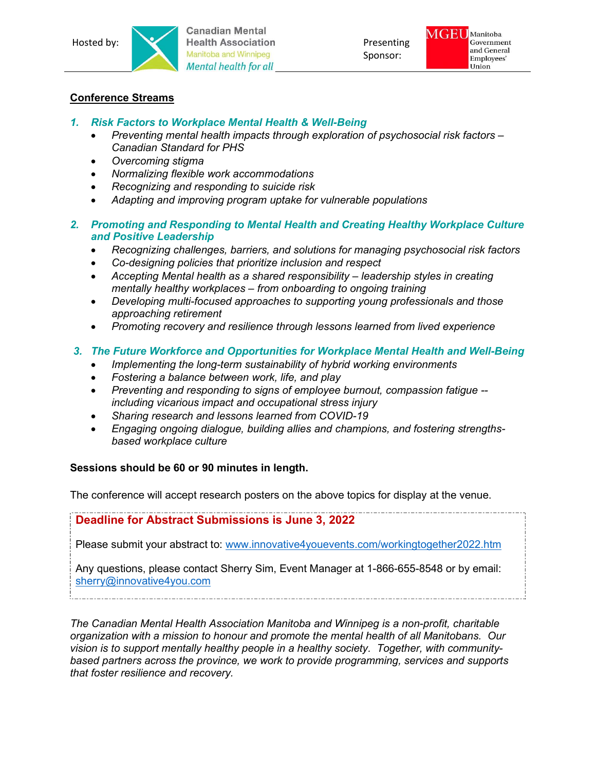Hosted by: Canadian Mental Health Association Manitoba and Winnipeg *Mental health for all*

Presenting Sponsor: MGEU Manitoba Government and General Employees' Union

## Conference Streams

### 1. *Risk Factors to Workplace Mental Health & Well-Being*

- *Preventing mental health impacts through exploration of psychosocial risk factors – Canadian Standard for PHS*
- *Overcoming stigma*
- *Normalizing flexible work accommodations*
- *Recognizing and responding to suicide risk*
- *Adapting and improving program uptake for vulnerable populations*

### 2. *Promoting and Responding to Mental Health and Creating Healthy Workplace Culture and Positive Leadership*

- *Recognizing challenges, barriers, and solutions for managing psychosocial risk factors*
- *Co-designing policies that prioritize inclusion and respect*
- *Accepting Mental health as a shared responsibility – leadership styles in creating mentally healthy workplaces – from onboarding to ongoing training*
- *Developing multi-focused approaches to supporting young professionals and those approaching retirement*
- *Promoting recovery and resilience through lessons learned from lived experience*

### 3. *The Future Workforce and Opportunities for Workplace Mental Health and Well-Being*

- *Implementing the long-term sustainability of hybrid working environments*
- *Fostering a balance between work, life, and play*
- *Preventing and responding to signs of employee burnout, compassion fatigue -- including vicarious impact and occupational stress injury*
- *Sharing research and lessons learned from COVID-19*
- *Engaging ongoing dialogue, building allies and champions, and fostering strengths-based workplace culture*

**Sessions should be 60 or 90 minutes in length.**

The conference will accept research posters on the above topics for display at the venue.

**Deadline for Abstract Submissions is June 3, 2022**

Please submit your abstract to: www.innovative4youevents.com/workingtogether2022.htm

Any questions, please contact Sherry Sim, Event Manager at 1-866-655-8548 or by email: sherry@innovative4you.com

*The Canadian Mental Health Association Manitoba and Winnipeg is a non-profit, charitable organization with a mission to honour and promote the mental health of all Manitobans. Our vision is to support mentally healthy people in a healthy society. Together, with community-based partners across the province, we work to provide programming, services and supports that foster resilience and recovery.*